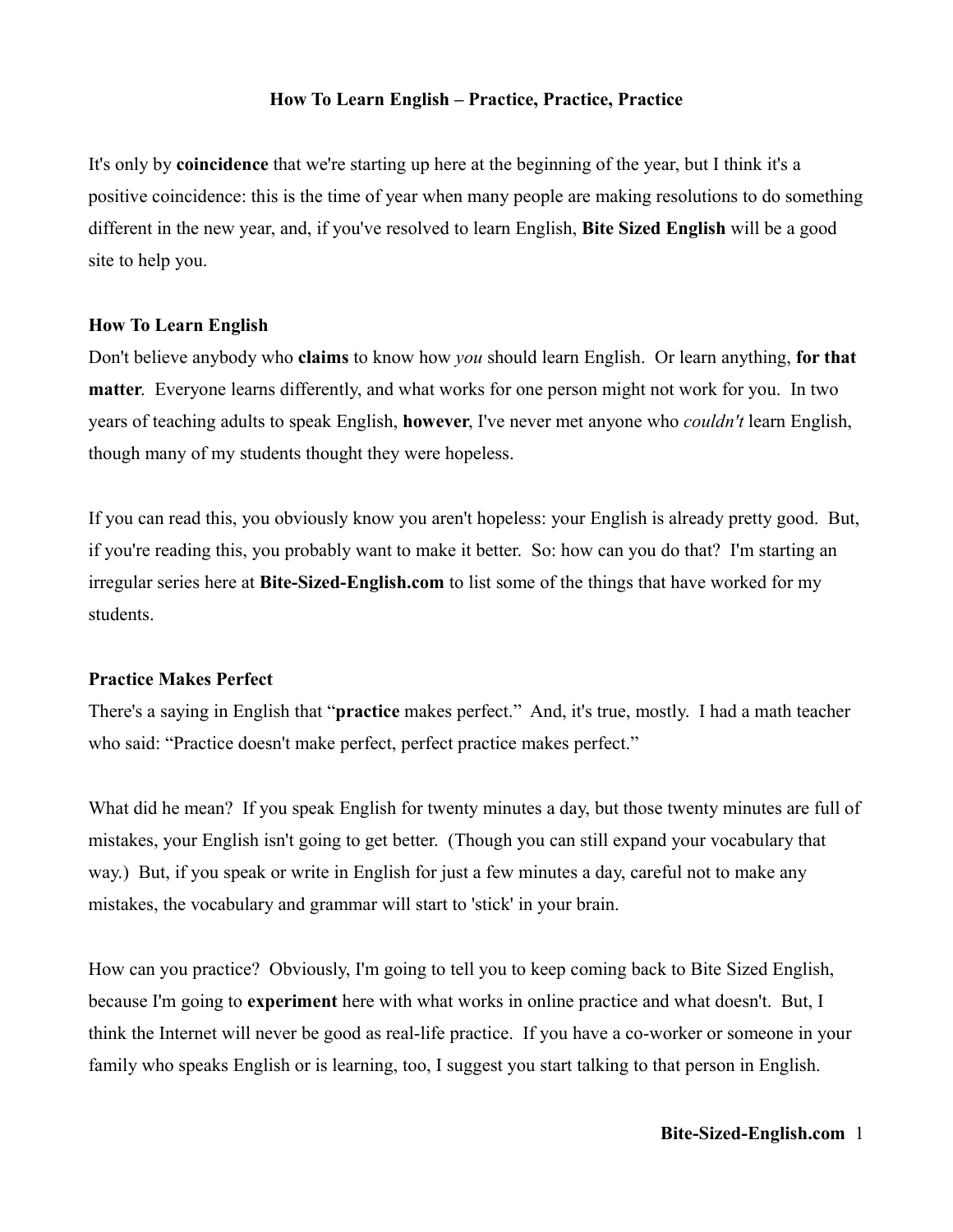# How To Learn English – Practice, Practice, Practice

It's only by **coincidence** that we're starting up here at the beginning of the year, but I think it's a positive coincidence: this is the time of year when many people are making resolutions to do something different in the new year, and, if you've resolved to learn English, **Bite Sized English** will be a good site to help you.

## How To Learn English

Don't believe anybody who **claims** to know how *you* should learn English. Or learn anything, **for that matter**. Everyone learns differently, and what works for one person might not work for you. In two years of teaching adults to speak English, **however**, I've never met anyone who *couldn't* learn English, though many of my students thought they were hopeless.

If you can read this, you obviously know you aren't hopeless: your English is already pretty good. But, if you're reading this, you probably want to make it better. So: how can you do that? I'm starting an irregular series here at **Bite-Sized-English.com** to list some of the things that have worked for my students.

## Practice Makes Perfect

There's a saying in English that "**practice** makes perfect." And, it's true, mostly. I had a math teacher who said: "Practice doesn't make perfect, perfect practice makes perfect."

What did he mean? If you speak English for twenty minutes a day, but those twenty minutes are full of mistakes, your English isn't going to get better. (Though you can still expand your vocabulary that way.) But, if you speak or write in English for just a few minutes a day, careful not to make any mistakes, the vocabulary and grammar will start to 'stick' in your brain.

How can you practice? Obviously, I'm going to tell you to keep coming back to Bite Sized English, because I'm going to **experiment** here with what works in online practice and what doesn't. But, I think the Internet will never be good as real-life practice. If you have a co-worker or someone in your family who speaks English or is learning, too, I suggest you start talking to that person in English.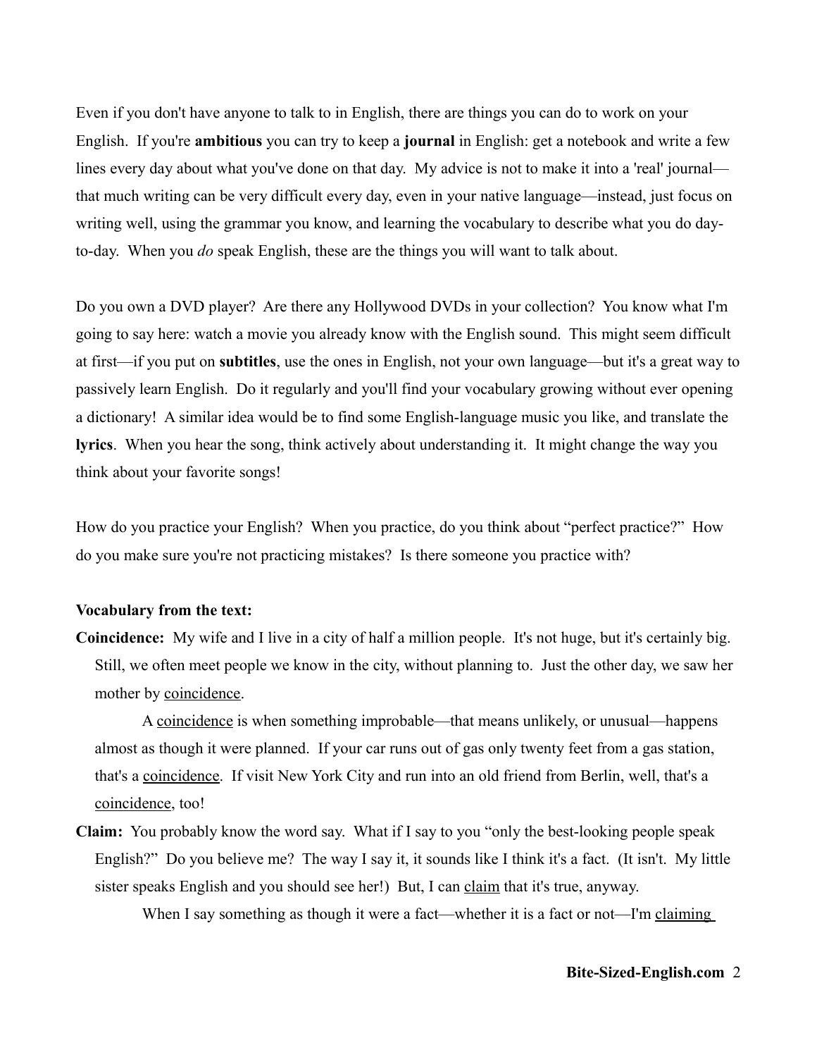Even if you don't have anyone to talk to in English, there are things you can do to work on your English. If you're **ambitious** you can try to keep a **journal** in English: get a notebook and write a few lines every day about what you've done on that day. My advice is not to make it into a 'real' journal—that much writing can be very difficult every day, even in your native language—instead, just focus on writing well, using the grammar you know, and learning the vocabulary to describe what you do day-to-day. When you *do* speak English, these are the things you will want to talk about.

Do you own a DVD player? Are there any Hollywood DVDs in your collection? You know what I'm going to say here: watch a movie you already know with the English sound. This might seem difficult at first—if you put on **subtitles**, use the ones in English, not your own language—but it's a great way to passively learn English. Do it regularly and you'll find your vocabulary growing without ever opening a dictionary! A similar idea would be to find some English-language music you like, and translate the **lyrics**. When you hear the song, think actively about understanding it. It might change the way you think about your favorite songs!

How do you practice your English? When you practice, do you think about "perfect practice?" How do you make sure you're not practicing mistakes? Is there someone you practice with?

**Vocabulary from the text:**

**Coincidence:** My wife and I live in a city of half a million people. It's not huge, but it's certainly big. Still, we often meet people we know in the city, without planning to. Just the other day, we saw her mother by <u>coincidence</u>.

A <u>coincidence</u> is when something improbable—that means unlikely, or unusual—happens almost as though it were planned. If your car runs out of gas only twenty feet from a gas station, that's a <u>coincidence</u>. If visit New York City and run into an old friend from Berlin, well, that's a <u>coincidence</u>, too!

**Claim:** You probably know the word say. What if I say to you "only the best-looking people speak English?" Do you believe me? The way I say it, it sounds like I think it's a fact. (It isn't. My little sister speaks English and you should see her!) But, I can <u>claim</u> that it's true, anyway.

When I say something as though it were a fact—whether it is a fact or not—I'm <u>claiming</u>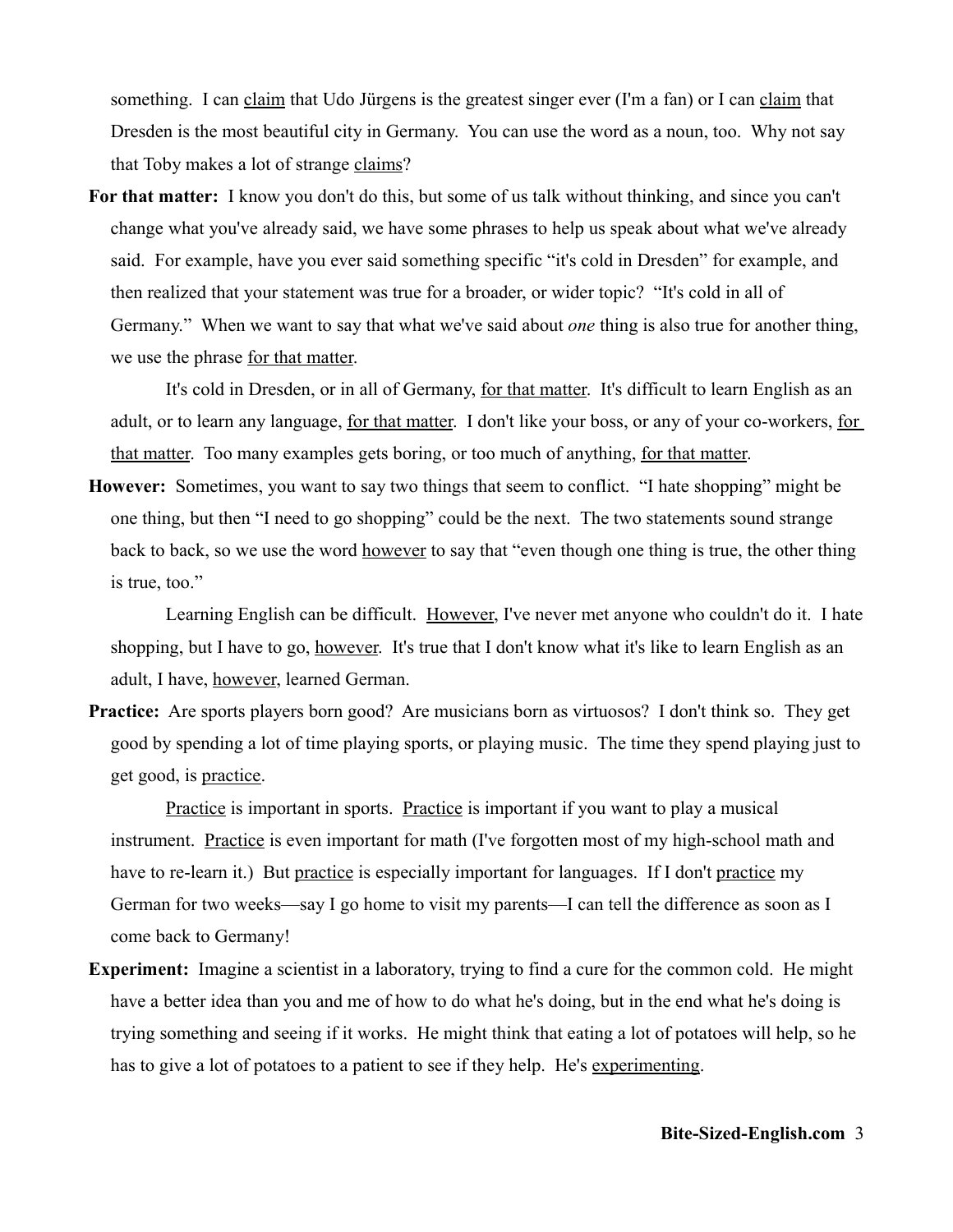something. I can <u>claim</u> that Udo Jürgens is the greatest singer ever (I'm a fan) or I can <u>claim</u> that Dresden is the most beautiful city in Germany. You can use the word as a noun, too. Why not say that Toby makes a lot of strange <u>claims</u>?

**For that matter:** I know you don't do this, but some of us talk without thinking, and since you can't change what you've already said, we have some phrases to help us speak about what we've already said. For example, have you ever said something specific "it's cold in Dresden" for example, and then realized that your statement was true for a broader, or wider topic? "It's cold in all of Germany." When we want to say that what we've said about *one* thing is also true for another thing, we use the phrase <u>for that matter</u>.

It's cold in Dresden, or in all of Germany, <u>for that matter</u>. It's difficult to learn English as an adult, or to learn any language, <u>for that matter</u>. I don't like your boss, or any of your co-workers, <u>for that matter</u>. Too many examples gets boring, or too much of anything, <u>for that matter</u>.

**However:** Sometimes, you want to say two things that seem to conflict. "I hate shopping" might be one thing, but then "I need to go shopping" could be the next. The two statements sound strange back to back, so we use the word <u>however</u> to say that "even though one thing is true, the other thing is true, too."

Learning English can be difficult. <u>However</u>, I've never met anyone who couldn't do it. I hate shopping, but I have to go, <u>however</u>. It's true that I don't know what it's like to learn English as an adult, I have, <u>however</u>, learned German.

**Practice:** Are sports players born good? Are musicians born as virtuosos? I don't think so. They get good by spending a lot of time playing sports, or playing music. The time they spend playing just to get good, is <u>practice</u>.

<u>Practice</u> is important in sports. <u>Practice</u> is important if you want to play a musical instrument. <u>Practice</u> is even important for math (I've forgotten most of my high-school math and have to re-learn it.) But <u>practice</u> is especially important for languages. If I don't <u>practice</u> my German for two weeks—say I go home to visit my parents—I can tell the difference as soon as I come back to Germany!

**Experiment:** Imagine a scientist in a laboratory, trying to find a cure for the common cold. He might have a better idea than you and me of how to do what he's doing, but in the end what he's doing is trying something and seeing if it works. He might think that eating a lot of potatoes will help, so he has to give a lot of potatoes to a patient to see if they help. He's <u>experimenting</u>.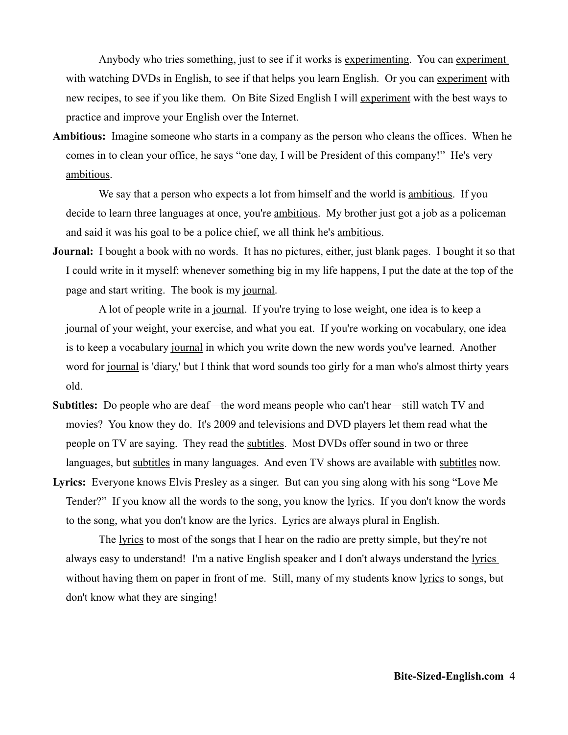Anybody who tries something, just to see if it works is experimenting. You can experiment with watching DVDs in English, to see if that helps you learn English. Or you can experiment with new recipes, to see if you like them. On Bite Sized English I will experiment with the best ways to practice and improve your English over the Internet.

**Ambitious:** Imagine someone who starts in a company as the person who cleans the offices. When he comes in to clean your office, he says "one day, I will be President of this company!" He's very ambitious.

We say that a person who expects a lot from himself and the world is ambitious. If you decide to learn three languages at once, you're ambitious. My brother just got a job as a policeman and said it was his goal to be a police chief, we all think he's ambitious.

**Journal:** I bought a book with no words. It has no pictures, either, just blank pages. I bought it so that I could write in it myself: whenever something big in my life happens, I put the date at the top of the page and start writing. The book is my journal.

A lot of people write in a journal. If you're trying to lose weight, one idea is to keep a journal of your weight, your exercise, and what you eat. If you're working on vocabulary, one idea is to keep a vocabulary journal in which you write down the new words you've learned. Another word for journal is 'diary,' but I think that word sounds too girly for a man who's almost thirty years old.

**Subtitles:** Do people who are deaf—the word means people who can't hear—still watch TV and movies? You know they do. It's 2009 and televisions and DVD players let them read what the people on TV are saying. They read the subtitles. Most DVDs offer sound in two or three languages, but subtitles in many languages. And even TV shows are available with subtitles now.

**Lyrics:** Everyone knows Elvis Presley as a singer. But can you sing along with his song "Love Me Tender?" If you know all the words to the song, you know the lyrics. If you don't know the words to the song, what you don't know are the lyrics. Lyrics are always plural in English.

The lyrics to most of the songs that I hear on the radio are pretty simple, but they're not always easy to understand! I'm a native English speaker and I don't always understand the lyrics without having them on paper in front of me. Still, many of my students know lyrics to songs, but don't know what they are singing!